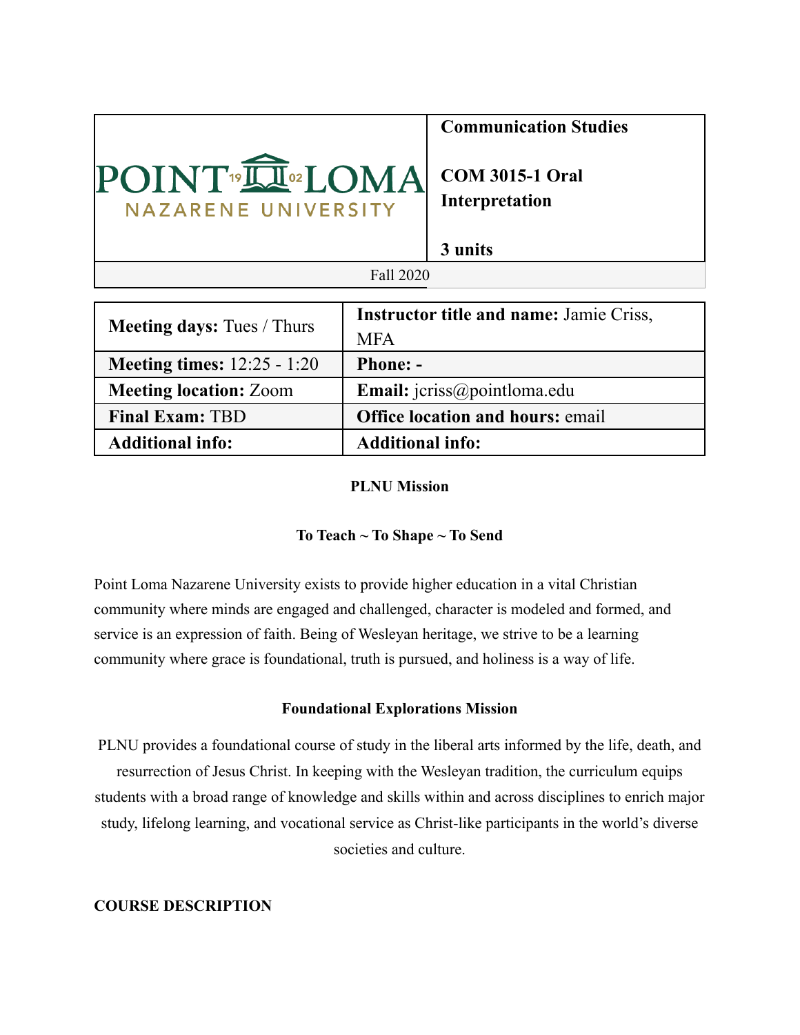| POINT LOMA NAZARENE UNIVERSITY | **Communication Studies**<br><br>**COM 3015-1 Oral Interpretation**<br><br>**3 units** |
|---|---|
| Fall 2020 | |

| **Meeting days:** Tues / Thurs | **Instructor title and name:** Jamie Criss, MFA |
|---|---|
| **Meeting times:** 12:25 - 1:20 | **Phone: -** |
| **Meeting location:** Zoom | **Email:** jcriss@pointloma.edu |
| **Final Exam:** TBD | **Office location and hours:** email |
| **Additional info:** | **Additional info:** |

**PLNU Mission**

**To Teach ~ To Shape ~ To Send**

Point Loma Nazarene University exists to provide higher education in a vital Christian community where minds are engaged and challenged, character is modeled and formed, and service is an expression of faith. Being of Wesleyan heritage, we strive to be a learning community where grace is foundational, truth is pursued, and holiness is a way of life.

**Foundational Explorations Mission**

PLNU provides a foundational course of study in the liberal arts informed by the life, death, and resurrection of Jesus Christ. In keeping with the Wesleyan tradition, the curriculum equips students with a broad range of knowledge and skills within and across disciplines to enrich major study, lifelong learning, and vocational service as Christ-like participants in the world's diverse societies and culture.

**COURSE DESCRIPTION**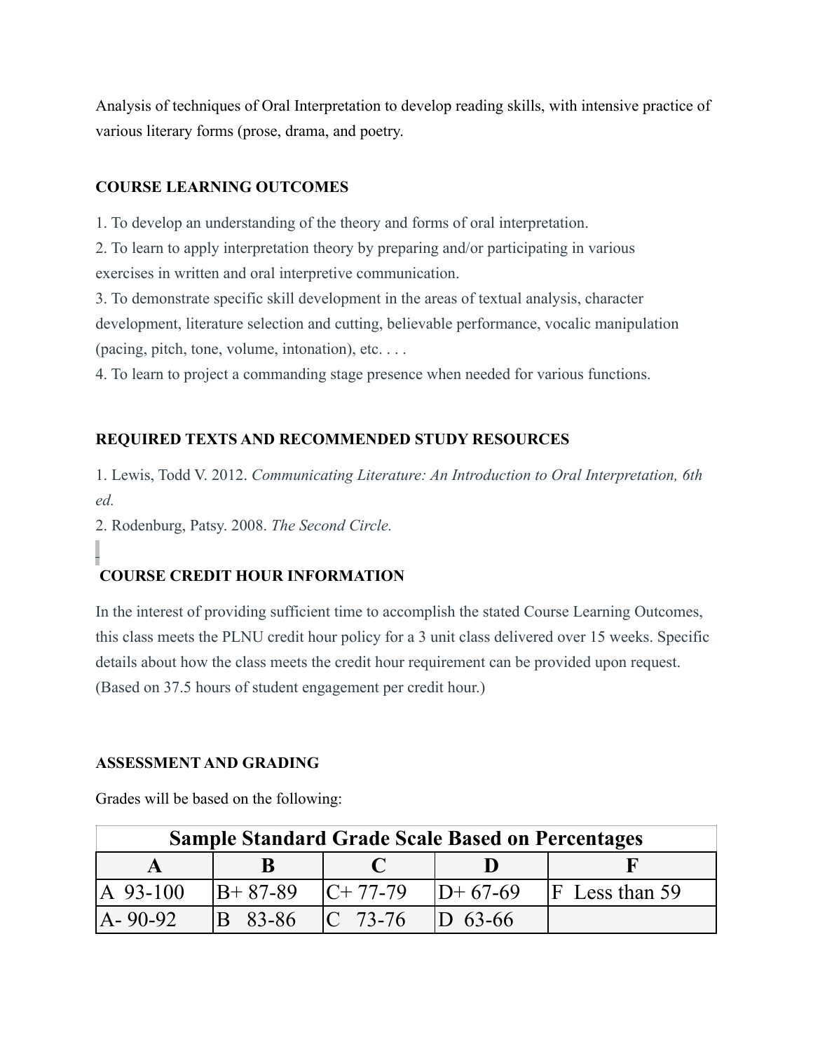Analysis of techniques of Oral Interpretation to develop reading skills, with intensive practice of various literary forms (prose, drama, and poetry.

**COURSE LEARNING OUTCOMES**

1. To develop an understanding of the theory and forms of oral interpretation.
2. To learn to apply interpretation theory by preparing and/or participating in various exercises in written and oral interpretive communication.
3. To demonstrate specific skill development in the areas of textual analysis, character development, literature selection and cutting, believable performance, vocalic manipulation (pacing, pitch, tone, volume, intonation), etc. . . .
4. To learn to project a commanding stage presence when needed for various functions.

**REQUIRED TEXTS AND RECOMMENDED STUDY RESOURCES**

1. Lewis, Todd V. 2012. *Communicating Literature: An Introduction to Oral Interpretation, 6th ed.*
2. Rodenburg, Patsy. 2008. *The Second Circle.*

**COURSE CREDIT HOUR INFORMATION**

In the interest of providing sufficient time to accomplish the stated Course Learning Outcomes, this class meets the PLNU credit hour policy for a 3 unit class delivered over 15 weeks. Specific details about how the class meets the credit hour requirement can be provided upon request. (Based on 37.5 hours of student engagement per credit hour.)

**ASSESSMENT AND GRADING**

Grades will be based on the following:

| Sample Standard Grade Scale Based on Percentages | | | | |
|---|---|---|---|---|
| **A** | **B** | **C** | **D** | **F** |
| A 93-100 | B+ 87-89 | C+ 77-79 | D+ 67-69 | F Less than 59 |
| A- 90-92 | B 83-86 | C 73-76 | D 63-66 | |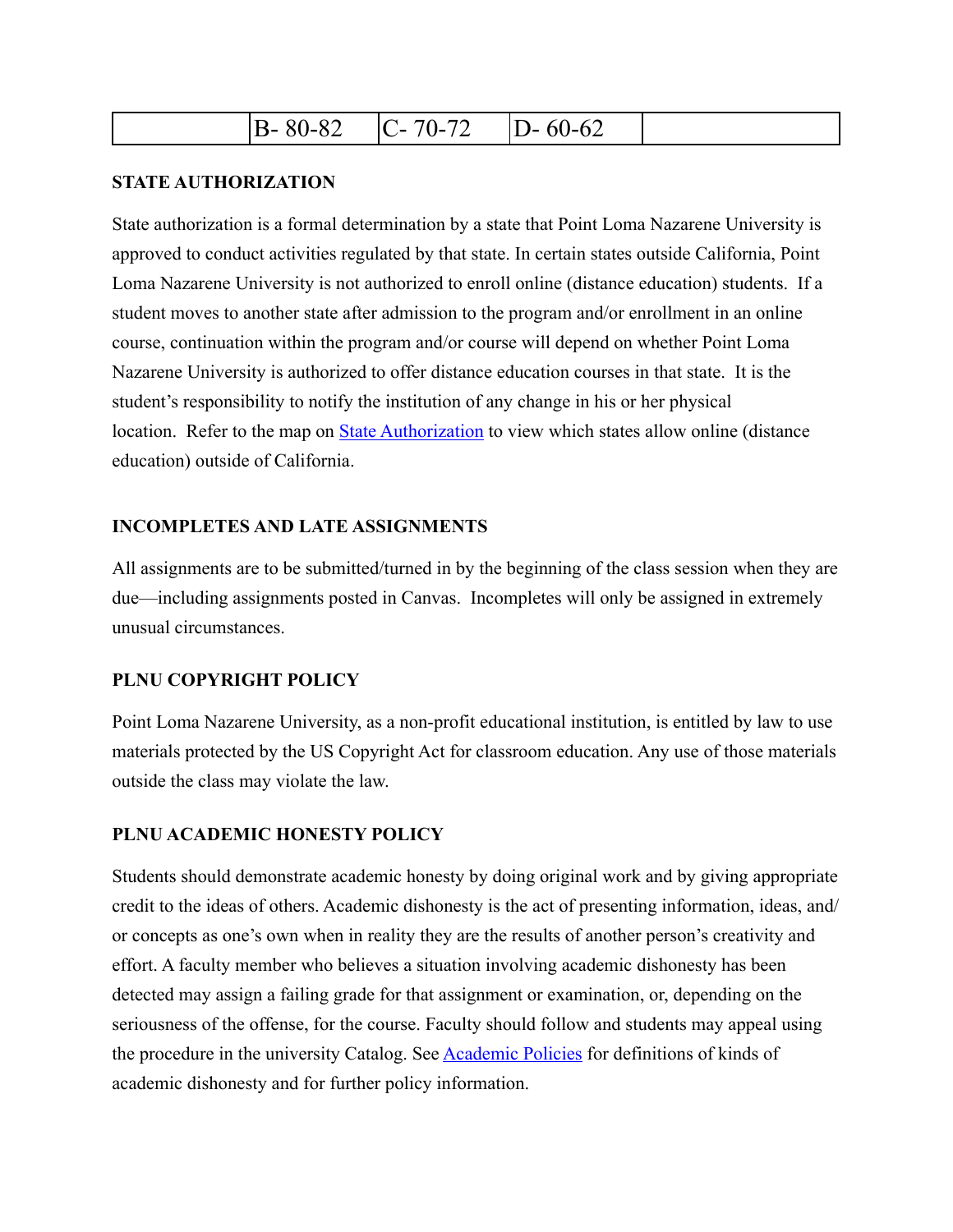| | B- 80-82 | C- 70-72 | D- 60-62 | |
|---|---|---|---|---|

**STATE AUTHORIZATION**

State authorization is a formal determination by a state that Point Loma Nazarene University is approved to conduct activities regulated by that state. In certain states outside California, Point Loma Nazarene University is not authorized to enroll online (distance education) students. If a student moves to another state after admission to the program and/or enrollment in an online course, continuation within the program and/or course will depend on whether Point Loma Nazarene University is authorized to offer distance education courses in that state. It is the student's responsibility to notify the institution of any change in his or her physical location. Refer to the map on State Authorization to view which states allow online (distance education) outside of California.

**INCOMPLETES AND LATE ASSIGNMENTS**

All assignments are to be submitted/turned in by the beginning of the class session when they are due—including assignments posted in Canvas. Incompletes will only be assigned in extremely unusual circumstances.

**PLNU COPYRIGHT POLICY**

Point Loma Nazarene University, as a non-profit educational institution, is entitled by law to use materials protected by the US Copyright Act for classroom education. Any use of those materials outside the class may violate the law.

**PLNU ACADEMIC HONESTY POLICY**

Students should demonstrate academic honesty by doing original work and by giving appropriate credit to the ideas of others. Academic dishonesty is the act of presenting information, ideas, and/or concepts as one's own when in reality they are the results of another person's creativity and effort. A faculty member who believes a situation involving academic dishonesty has been detected may assign a failing grade for that assignment or examination, or, depending on the seriousness of the offense, for the course. Faculty should follow and students may appeal using the procedure in the university Catalog. See Academic Policies for definitions of kinds of academic dishonesty and for further policy information.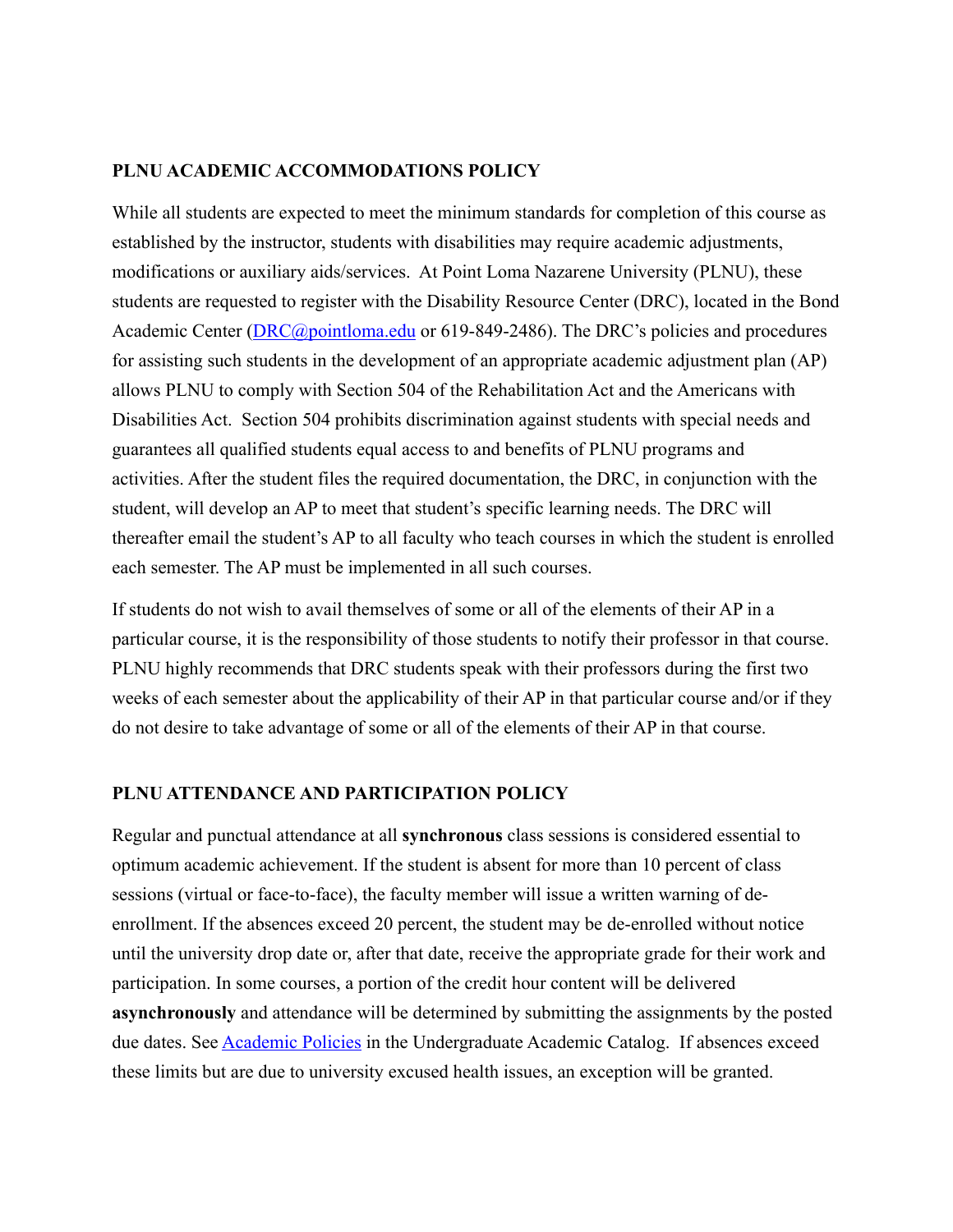**PLNU ACADEMIC ACCOMMODATIONS POLICY**

While all students are expected to meet the minimum standards for completion of this course as established by the instructor, students with disabilities may require academic adjustments, modifications or auxiliary aids/services. At Point Loma Nazarene University (PLNU), these students are requested to register with the Disability Resource Center (DRC), located in the Bond Academic Center ([DRC@pointloma.edu](mailto:DRC@pointloma.edu) or 619-849-2486). The DRC's policies and procedures for assisting such students in the development of an appropriate academic adjustment plan (AP) allows PLNU to comply with Section 504 of the Rehabilitation Act and the Americans with Disabilities Act. Section 504 prohibits discrimination against students with special needs and guarantees all qualified students equal access to and benefits of PLNU programs and activities. After the student files the required documentation, the DRC, in conjunction with the student, will develop an AP to meet that student's specific learning needs. The DRC will thereafter email the student's AP to all faculty who teach courses in which the student is enrolled each semester. The AP must be implemented in all such courses.

If students do not wish to avail themselves of some or all of the elements of their AP in a particular course, it is the responsibility of those students to notify their professor in that course. PLNU highly recommends that DRC students speak with their professors during the first two weeks of each semester about the applicability of their AP in that particular course and/or if they do not desire to take advantage of some or all of the elements of their AP in that course.

**PLNU ATTENDANCE AND PARTICIPATION POLICY**

Regular and punctual attendance at all **synchronous** class sessions is considered essential to optimum academic achievement. If the student is absent for more than 10 percent of class sessions (virtual or face-to-face), the faculty member will issue a written warning of de-enrollment. If the absences exceed 20 percent, the student may be de-enrolled without notice until the university drop date or, after that date, receive the appropriate grade for their work and participation. In some courses, a portion of the credit hour content will be delivered **asynchronously** and attendance will be determined by submitting the assignments by the posted due dates. See Academic Policies in the Undergraduate Academic Catalog. If absences exceed these limits but are due to university excused health issues, an exception will be granted.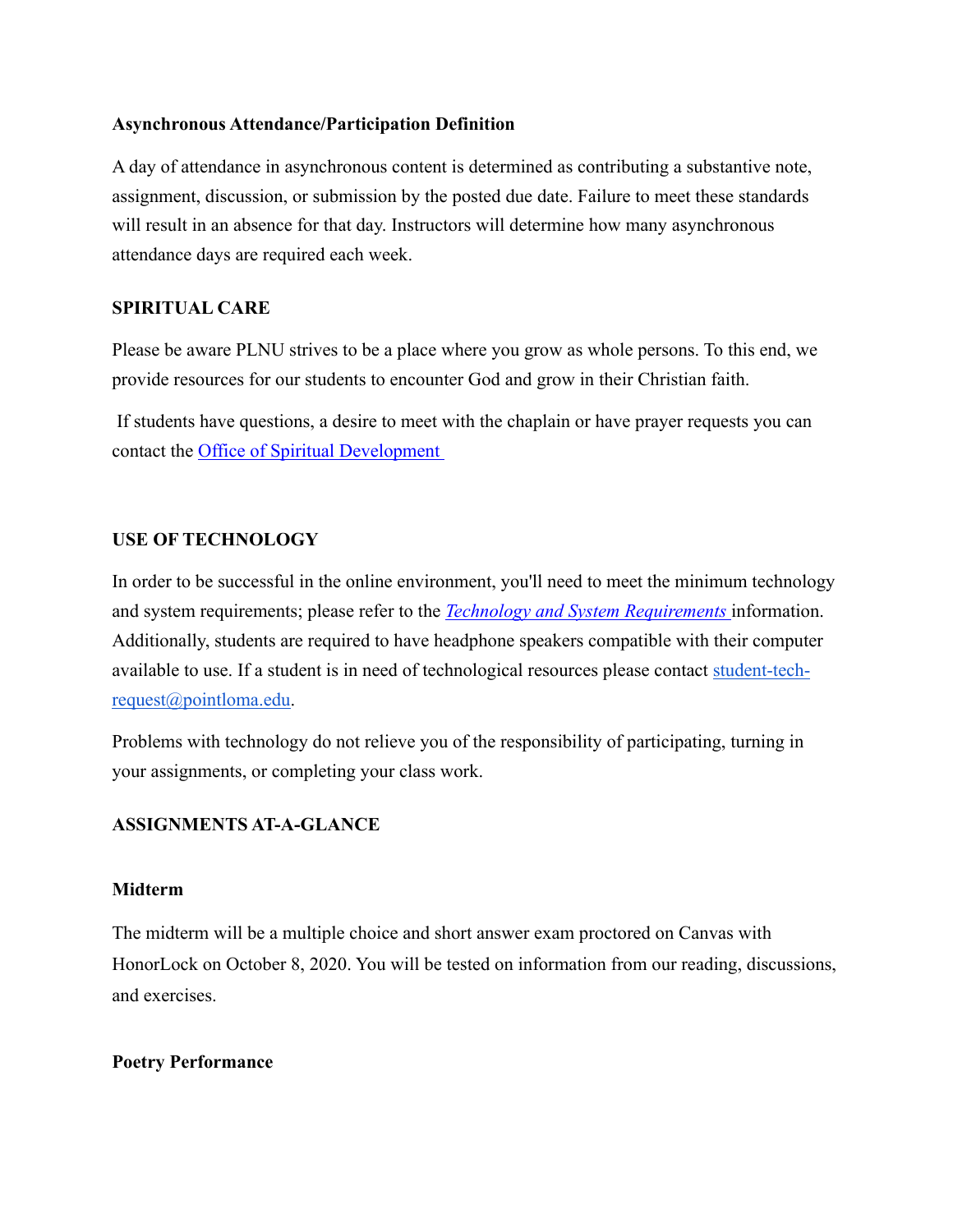**Asynchronous Attendance/Participation Definition**

A day of attendance in asynchronous content is determined as contributing a substantive note, assignment, discussion, or submission by the posted due date. Failure to meet these standards will result in an absence for that day. Instructors will determine how many asynchronous attendance days are required each week.

**SPIRITUAL CARE**

Please be aware PLNU strives to be a place where you grow as whole persons. To this end, we provide resources for our students to encounter God and grow in their Christian faith.

If students have questions, a desire to meet with the chaplain or have prayer requests you can contact the Office of Spiritual Development

**USE OF TECHNOLOGY**

In order to be successful in the online environment, you'll need to meet the minimum technology and system requirements; please refer to the *Technology and System Requirements* information. Additionally, students are required to have headphone speakers compatible with their computer available to use. If a student is in need of technological resources please contact student-tech-request@pointloma.edu.

Problems with technology do not relieve you of the responsibility of participating, turning in your assignments, or completing your class work.

**ASSIGNMENTS AT-A-GLANCE**

**Midterm**

The midterm will be a multiple choice and short answer exam proctored on Canvas with HonorLock on October 8, 2020. You will be tested on information from our reading, discussions, and exercises.

**Poetry Performance**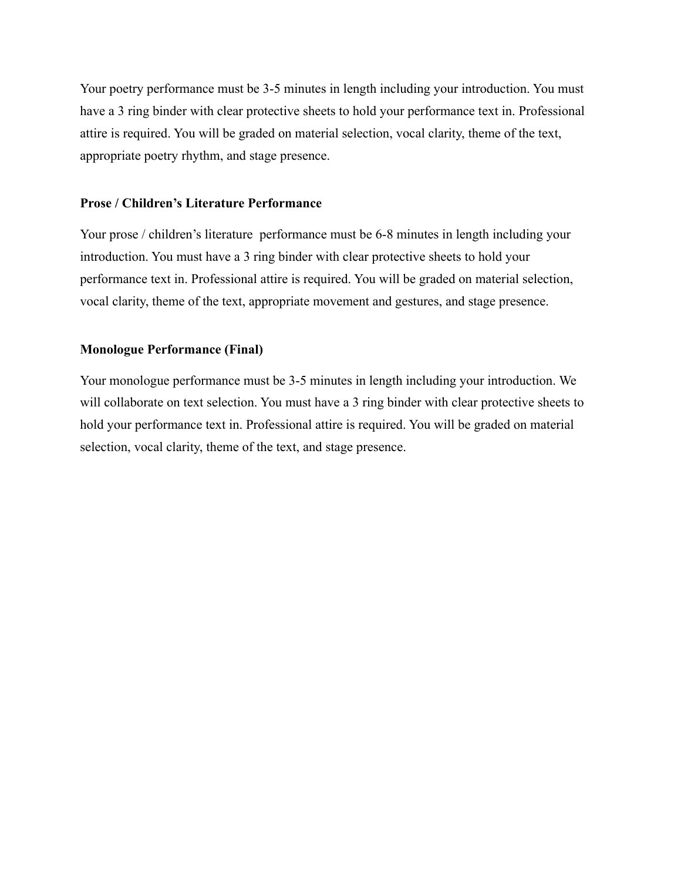Your poetry performance must be 3-5 minutes in length including your introduction. You must have a 3 ring binder with clear protective sheets to hold your performance text in. Professional attire is required. You will be graded on material selection, vocal clarity, theme of the text, appropriate poetry rhythm, and stage presence.

**Prose / Children's Literature Performance**

Your prose / children's literature performance must be 6-8 minutes in length including your introduction. You must have a 3 ring binder with clear protective sheets to hold your performance text in. Professional attire is required. You will be graded on material selection, vocal clarity, theme of the text, appropriate movement and gestures, and stage presence.

**Monologue Performance (Final)**

Your monologue performance must be 3-5 minutes in length including your introduction. We will collaborate on text selection. You must have a 3 ring binder with clear protective sheets to hold your performance text in. Professional attire is required. You will be graded on material selection, vocal clarity, theme of the text, and stage presence.